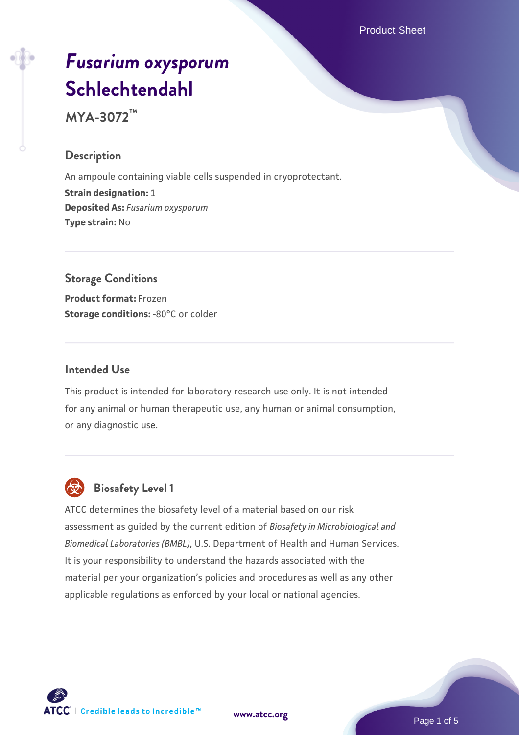# *Fusarium oxysporum* Schlechtendahl

## MYA-3072™

### Description

An ampoule containing viable cells suspended in cryoprotectant.

**Strain designation:** 1

**Deposited As:** *Fusarium oxysporum*

**Type strain:** No

### Storage Conditions

**Product format:** Frozen

**Storage conditions:** -80°C or colder

### Intended Use

This product is intended for laboratory research use only. It is not intended for any animal or human therapeutic use, any human or animal consumption, or any diagnostic use.

### Biosafety Level 1

ATCC determines the biosafety level of a material based on our risk assessment as guided by the current edition of *Biosafety in Microbiological and Biomedical Laboratories (BMBL)*, U.S. Department of Health and Human Services. It is your responsibility to understand the hazards associated with the material per your organization's policies and procedures as well as any other applicable regulations as enforced by your local or national agencies.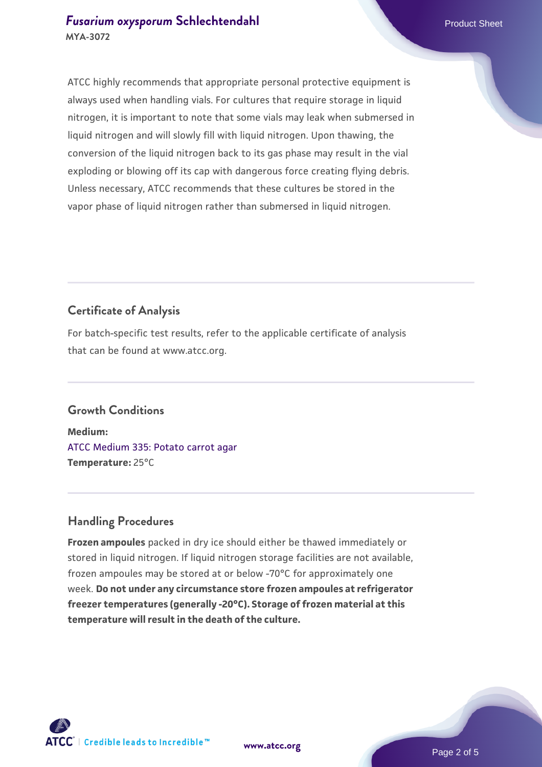ATCC highly recommends that appropriate personal protective equipment is always used when handling vials. For cultures that require storage in liquid nitrogen, it is important to note that some vials may leak when submersed in liquid nitrogen and will slowly fill with liquid nitrogen. Upon thawing, the conversion of the liquid nitrogen back to its gas phase may result in the vial exploding or blowing off its cap with dangerous force creating flying debris. Unless necessary, ATCC recommends that these cultures be stored in the vapor phase of liquid nitrogen rather than submersed in liquid nitrogen.

## Certificate of Analysis

For batch-specific test results, refer to the applicable certificate of analysis that can be found at www.atcc.org.

## Growth Conditions

**Medium:**
ATCC Medium 335: Potato carrot agar
**Temperature:** 25°C

## Handling Procedures

**Frozen ampoules** packed in dry ice should either be thawed immediately or stored in liquid nitrogen. If liquid nitrogen storage facilities are not available, frozen ampoules may be stored at or below -70°C for approximately one week. **Do not under any circumstance store frozen ampoules at refrigerator freezer temperatures (generally -20°C). Storage of frozen material at this temperature will result in the death of the culture.**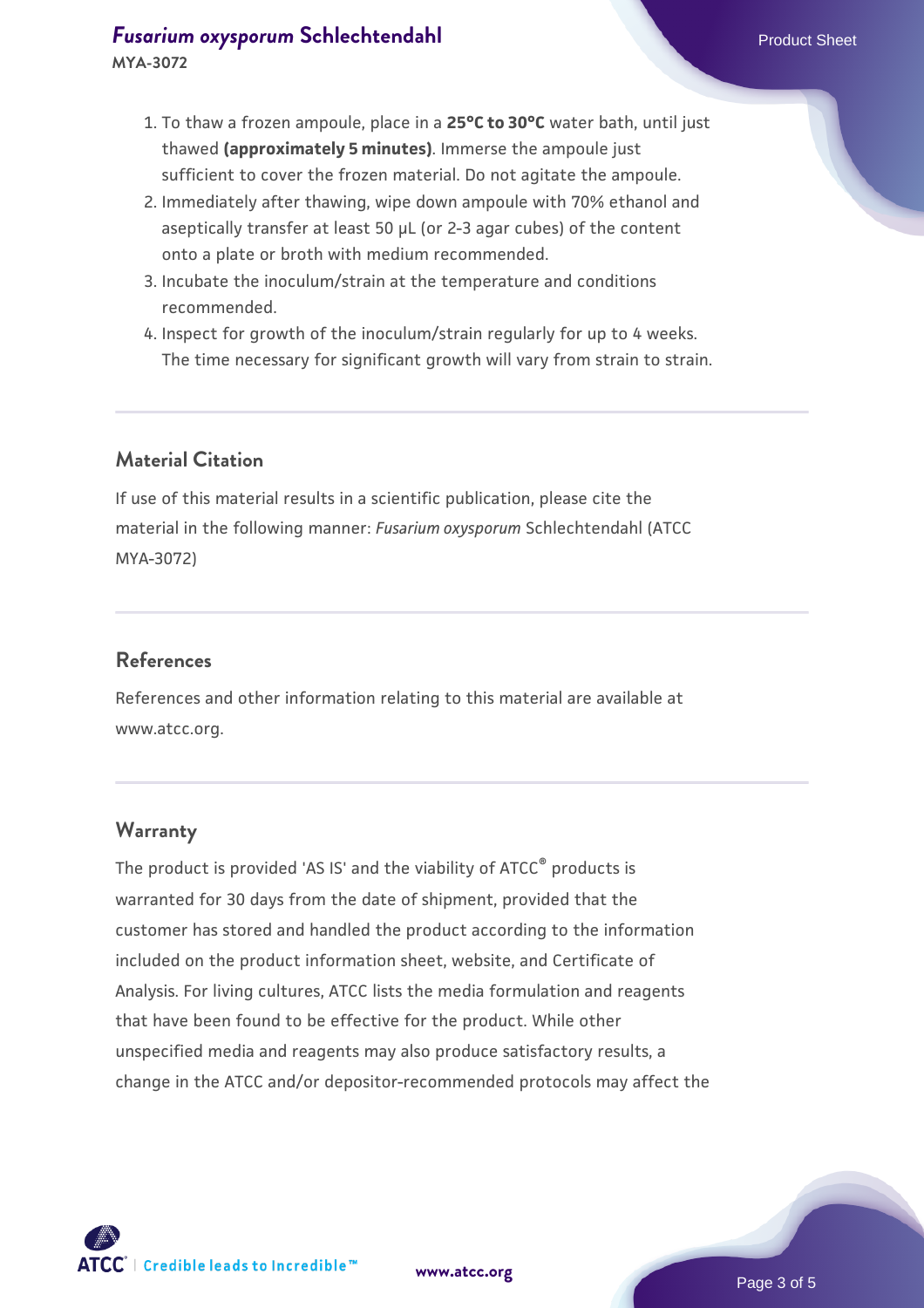1. To thaw a frozen ampoule, place in a **25°C to 30°C** water bath, until just thawed **(approximately 5 minutes)**. Immerse the ampoule just sufficient to cover the frozen material. Do not agitate the ampoule.
2. Immediately after thawing, wipe down ampoule with 70% ethanol and aseptically transfer at least 50 µL (or 2-3 agar cubes) of the content onto a plate or broth with medium recommended.
3. Incubate the inoculum/strain at the temperature and conditions recommended.
4. Inspect for growth of the inoculum/strain regularly for up to 4 weeks. The time necessary for significant growth will vary from strain to strain.

## Material Citation

If use of this material results in a scientific publication, please cite the material in the following manner: *Fusarium oxysporum* Schlechtendahl (ATCC MYA-3072)

## References

References and other information relating to this material are available at www.atcc.org.

## Warranty

The product is provided 'AS IS' and the viability of ATCC® products is warranted for 30 days from the date of shipment, provided that the customer has stored and handled the product according to the information included on the product information sheet, website, and Certificate of Analysis. For living cultures, ATCC lists the media formulation and reagents that have been found to be effective for the product. While other unspecified media and reagents may also produce satisfactory results, a change in the ATCC and/or depositor-recommended protocols may affect the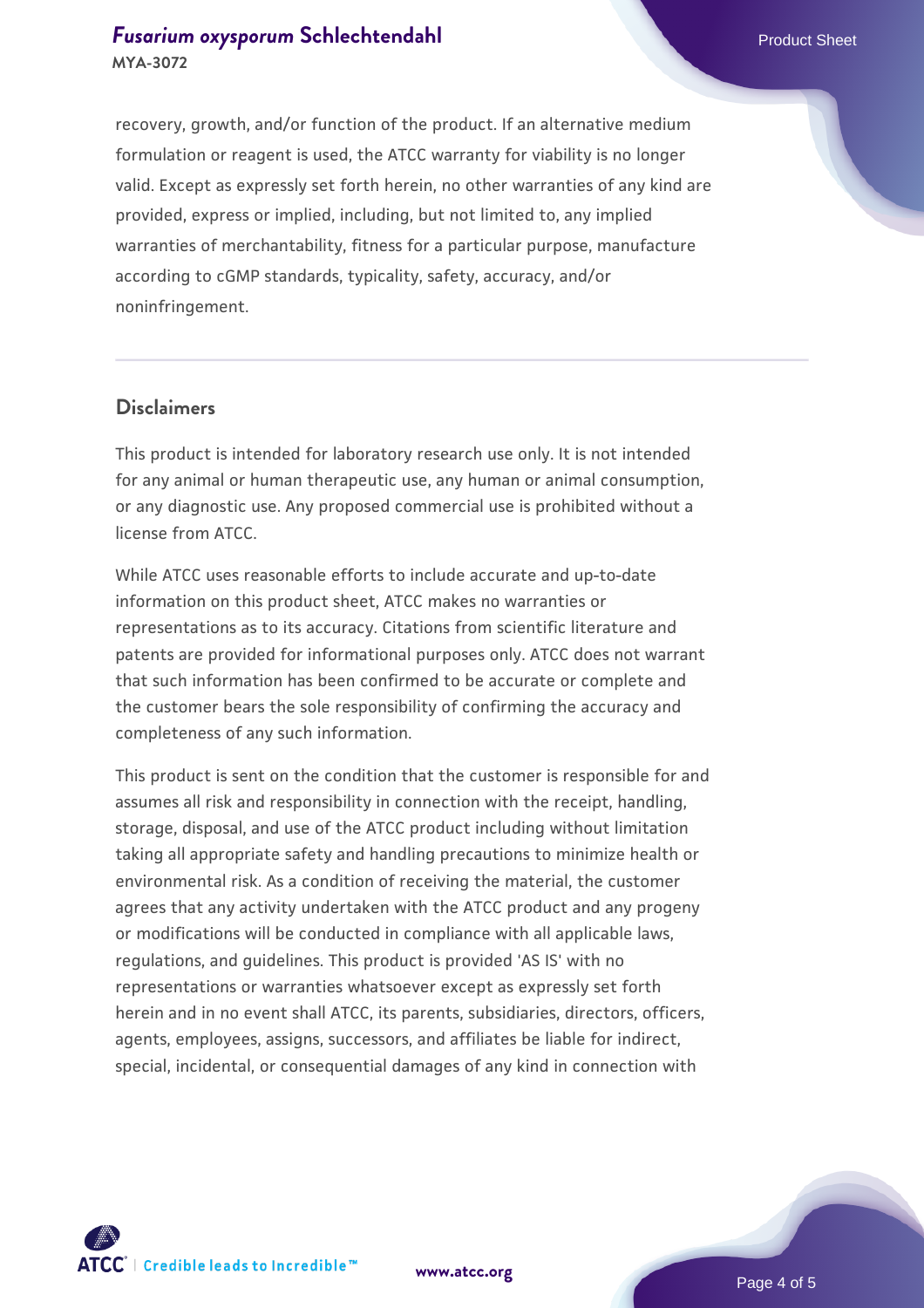recovery, growth, and/or function of the product. If an alternative medium formulation or reagent is used, the ATCC warranty for viability is no longer valid. Except as expressly set forth herein, no other warranties of any kind are provided, express or implied, including, but not limited to, any implied warranties of merchantability, fitness for a particular purpose, manufacture according to cGMP standards, typicality, safety, accuracy, and/or noninfringement.

## Disclaimers

This product is intended for laboratory research use only. It is not intended for any animal or human therapeutic use, any human or animal consumption, or any diagnostic use. Any proposed commercial use is prohibited without a license from ATCC.

While ATCC uses reasonable efforts to include accurate and up-to-date information on this product sheet, ATCC makes no warranties or representations as to its accuracy. Citations from scientific literature and patents are provided for informational purposes only. ATCC does not warrant that such information has been confirmed to be accurate or complete and the customer bears the sole responsibility of confirming the accuracy and completeness of any such information.

This product is sent on the condition that the customer is responsible for and assumes all risk and responsibility in connection with the receipt, handling, storage, disposal, and use of the ATCC product including without limitation taking all appropriate safety and handling precautions to minimize health or environmental risk. As a condition of receiving the material, the customer agrees that any activity undertaken with the ATCC product and any progeny or modifications will be conducted in compliance with all applicable laws, regulations, and guidelines. This product is provided 'AS IS' with no representations or warranties whatsoever except as expressly set forth herein and in no event shall ATCC, its parents, subsidiaries, directors, officers, agents, employees, assigns, successors, and affiliates be liable for indirect, special, incidental, or consequential damages of any kind in connection with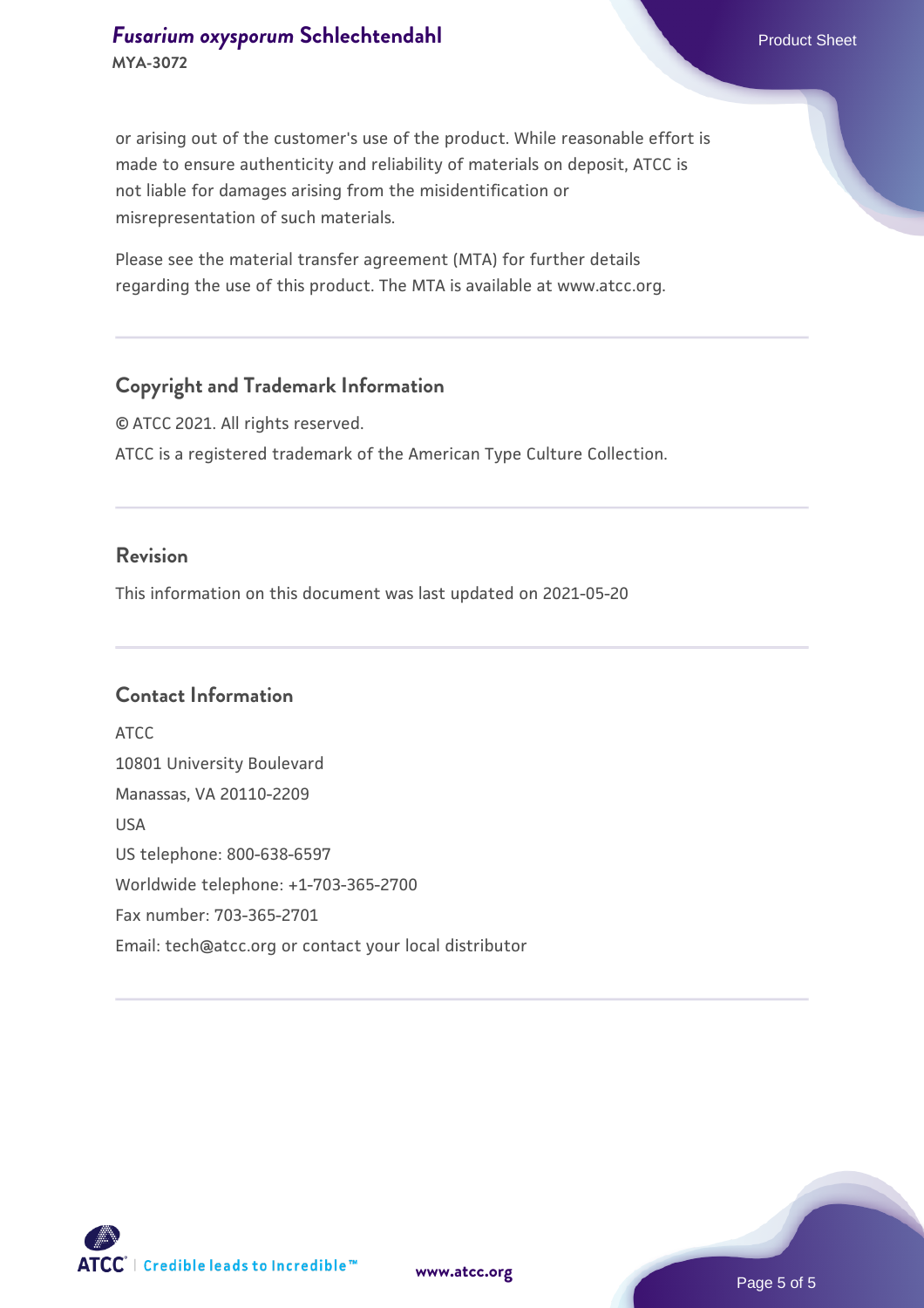or arising out of the customer's use of the product. While reasonable effort is made to ensure authenticity and reliability of materials on deposit, ATCC is not liable for damages arising from the misidentification or misrepresentation of such materials.

Please see the material transfer agreement (MTA) for further details regarding the use of this product. The MTA is available at www.atcc.org.

## Copyright and Trademark Information

© ATCC 2021. All rights reserved.

ATCC is a registered trademark of the American Type Culture Collection.

## Revision

This information on this document was last updated on 2021-05-20

## Contact Information

ATCC
10801 University Boulevard
Manassas, VA 20110-2209
USA
US telephone: 800-638-6597
Worldwide telephone: +1-703-365-2700
Fax number: 703-365-2701
Email: tech@atcc.org or contact your local distributor